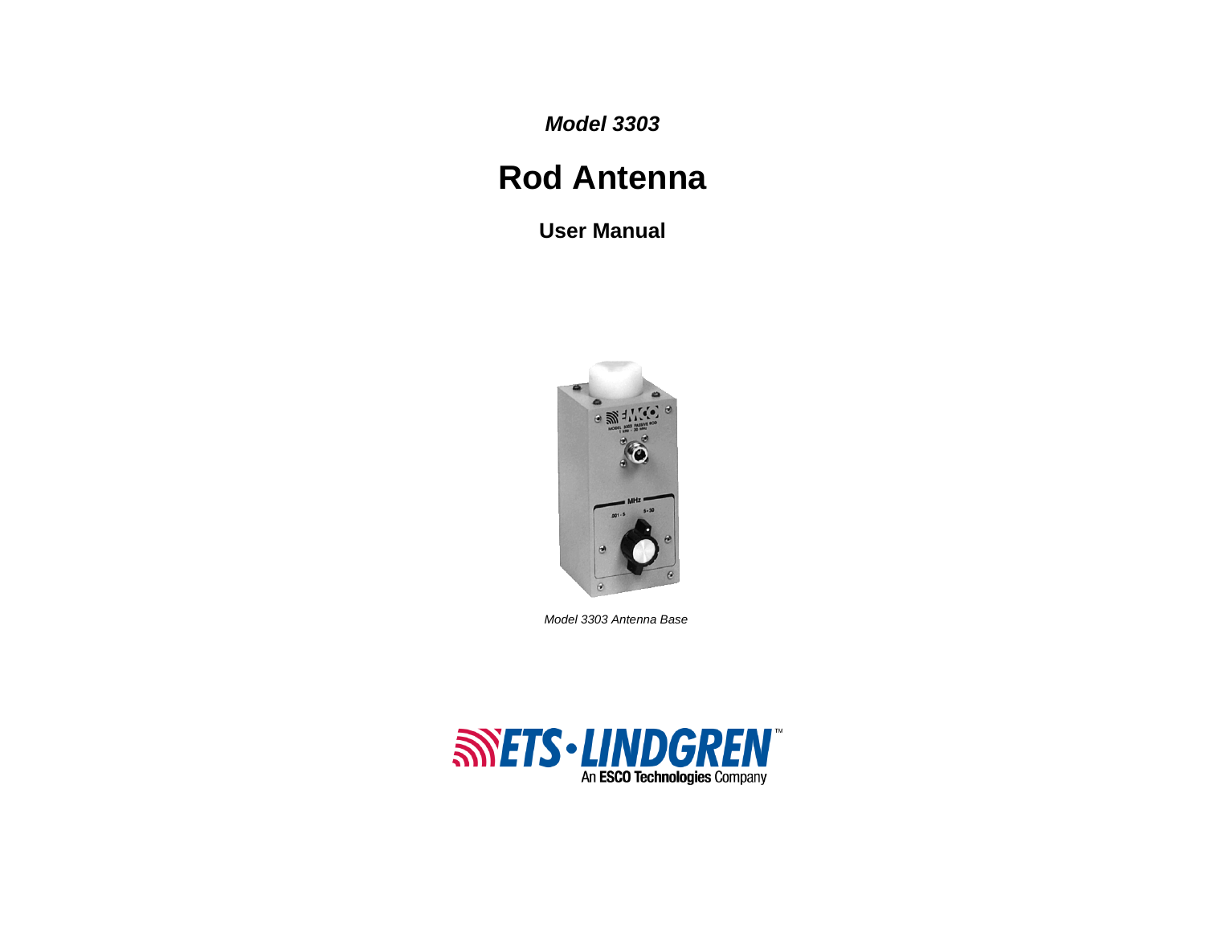***Model 3303***

# Rod Antenna

## User Manual

*Model 3303 Antenna Base*

ETS-LINDGREN™
An ESCO Technologies Company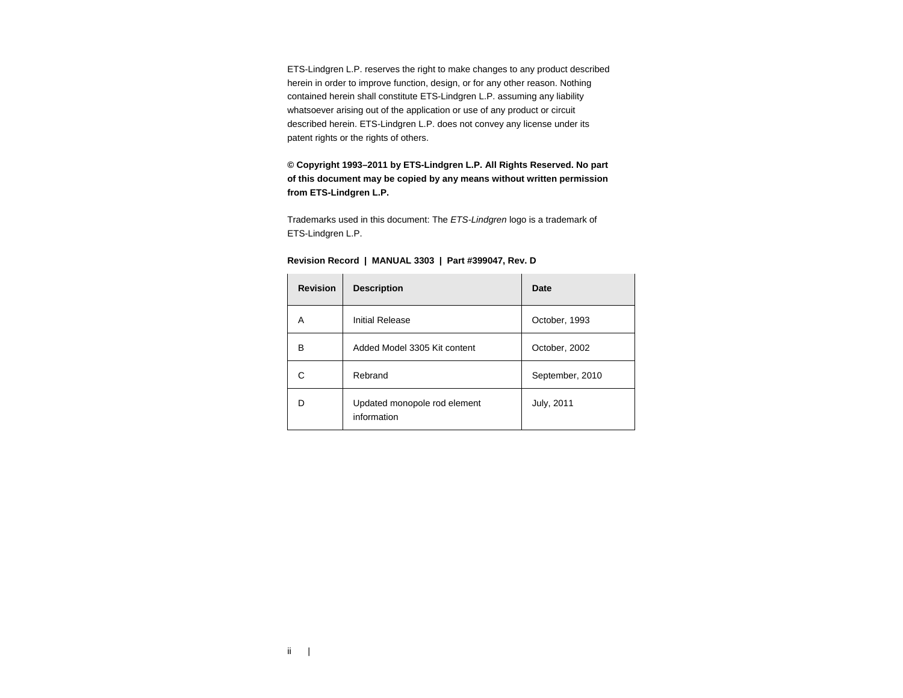ETS-Lindgren L.P. reserves the right to make changes to any product described herein in order to improve function, design, or for any other reason. Nothing contained herein shall constitute ETS-Lindgren L.P. assuming any liability whatsoever arising out of the application or use of any product or circuit described herein. ETS-Lindgren L.P. does not convey any license under its patent rights or the rights of others.

**© Copyright 1993–2011 by ETS-Lindgren L.P. All Rights Reserved. No part of this document may be copied by any means without written permission from ETS-Lindgren L.P.**

Trademarks used in this document: The *ETS-Lindgren* logo is a trademark of ETS-Lindgren L.P.

**Revision Record | MANUAL 3303 | Part #399047, Rev. D**

| Revision | Description | Date |
|---|---|---|
| A | Initial Release | October, 1993 |
| B | Added Model 3305 Kit content | October, 2002 |
| C | Rebrand | September, 2010 |
| D | Updated monopole rod element information | July, 2011 |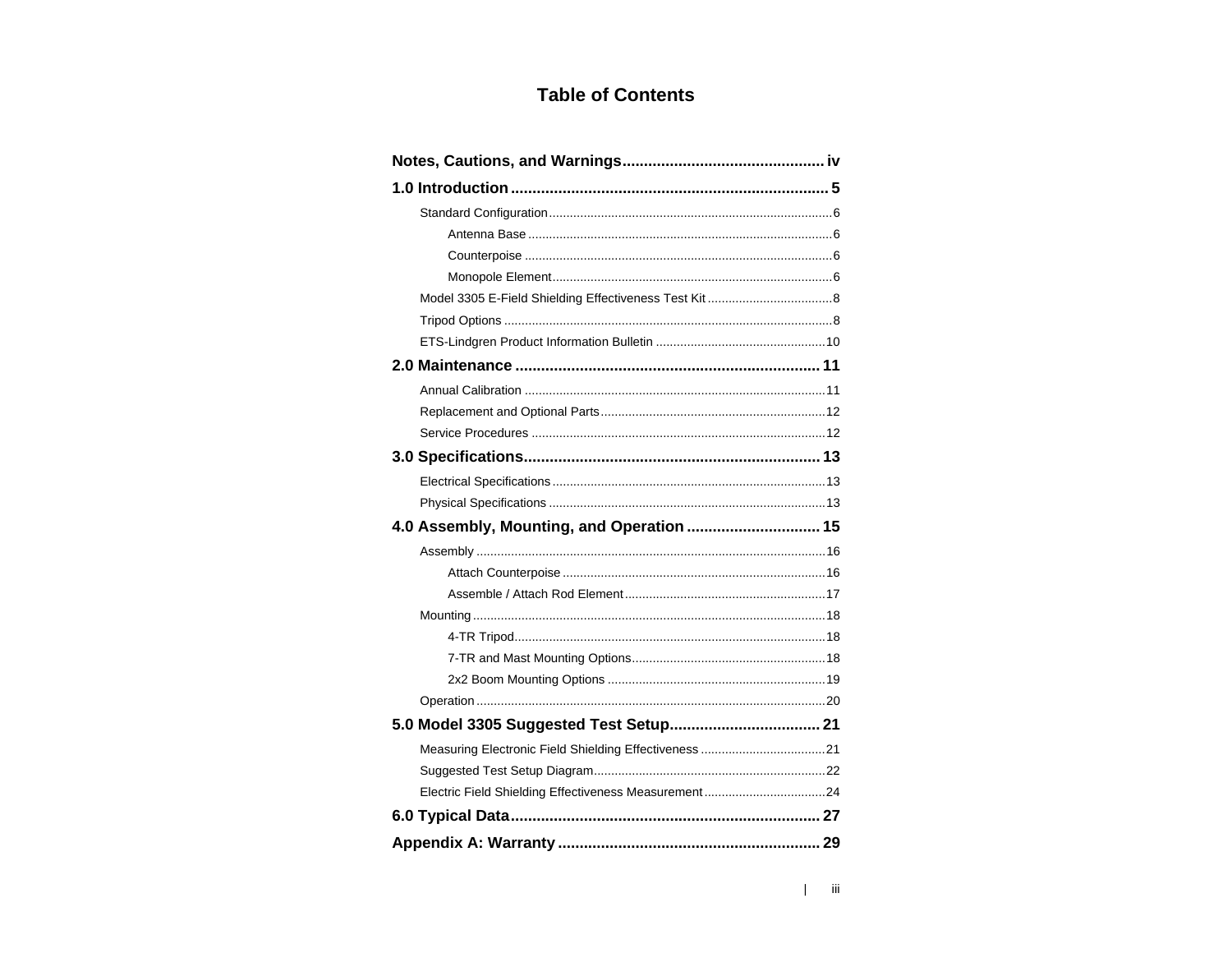# Table of Contents

**Notes, Cautions, and Warnings.............................................. iv**

**1.0 Introduction.......................................................................... 5**

- Standard Configuration.................................................................................6
  - Antenna Base.......................................................................................6
  - Counterpoise.......................................................................................6
  - Monopole Element................................................................................6
- Model 3305 E-Field Shielding Effectiveness Test Kit...................................8
- Tripod Options..............................................................................................8
- ETS-Lindgren Product Information Bulletin................................................10

**2.0 Maintenance....................................................................... 11**

- Annual Calibration......................................................................................11
- Replacement and Optional Parts................................................................12
- Service Procedures....................................................................................12

**3.0 Specifications..................................................................... 13**

- Electrical Specifications..............................................................................13
- Physical Specifications...............................................................................13

**4.0 Assembly, Mounting, and Operation............................... 15**

- Assembly....................................................................................................16
  - Attach Counterpoise...........................................................................16
  - Assemble / Attach Rod Element.........................................................17
- Mounting.....................................................................................................18
  - 4-TR Tripod.........................................................................................18
  - 7-TR and Mast Mounting Options.......................................................18
  - 2x2 Boom Mounting Options..............................................................19
- Operation....................................................................................................20

**5.0 Model 3305 Suggested Test Setup................................... 21**

- Measuring Electronic Field Shielding Effectiveness...................................21
- Suggested Test Setup Diagram..................................................................22
- Electric Field Shielding Effectiveness Measurement..................................24

**6.0 Typical Data........................................................................ 27**

**Appendix A: Warranty............................................................. 29**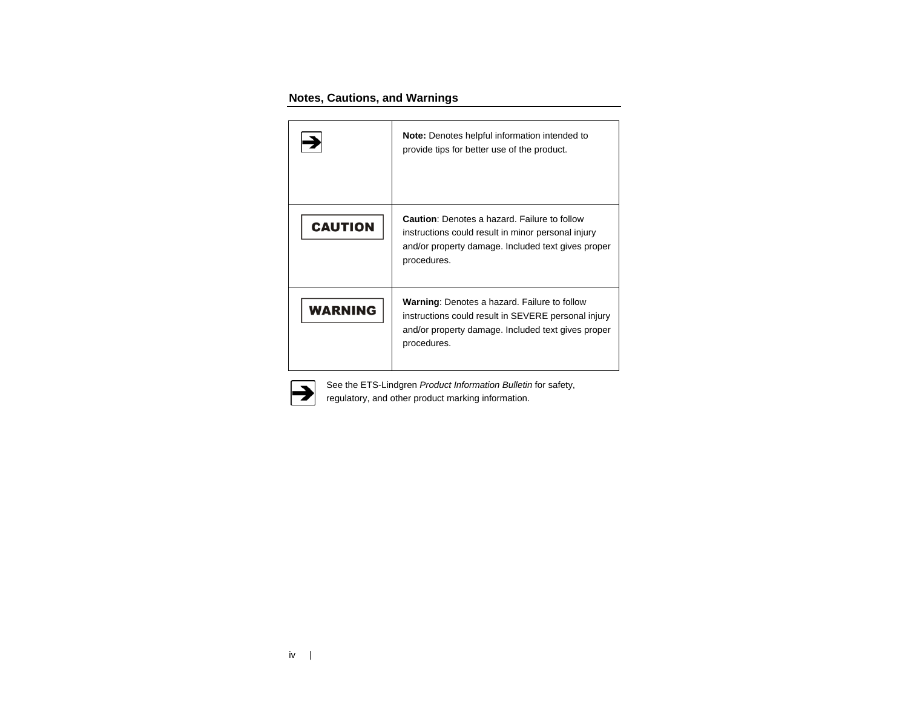## Notes, Cautions, and Warnings

| | |
|---|---|
| ➔ | **Note:** Denotes helpful information intended to provide tips for better use of the product. |
| **CAUTION** | **Caution**: Denotes a hazard. Failure to follow instructions could result in minor personal injury and/or property damage. Included text gives proper procedures. |
| **WARNING** | **Warning**: Denotes a hazard. Failure to follow instructions could result in SEVERE personal injury and/or property damage. Included text gives proper procedures. |

➔ See the ETS-Lindgren *Product Information Bulletin* for safety, regulatory, and other product marking information.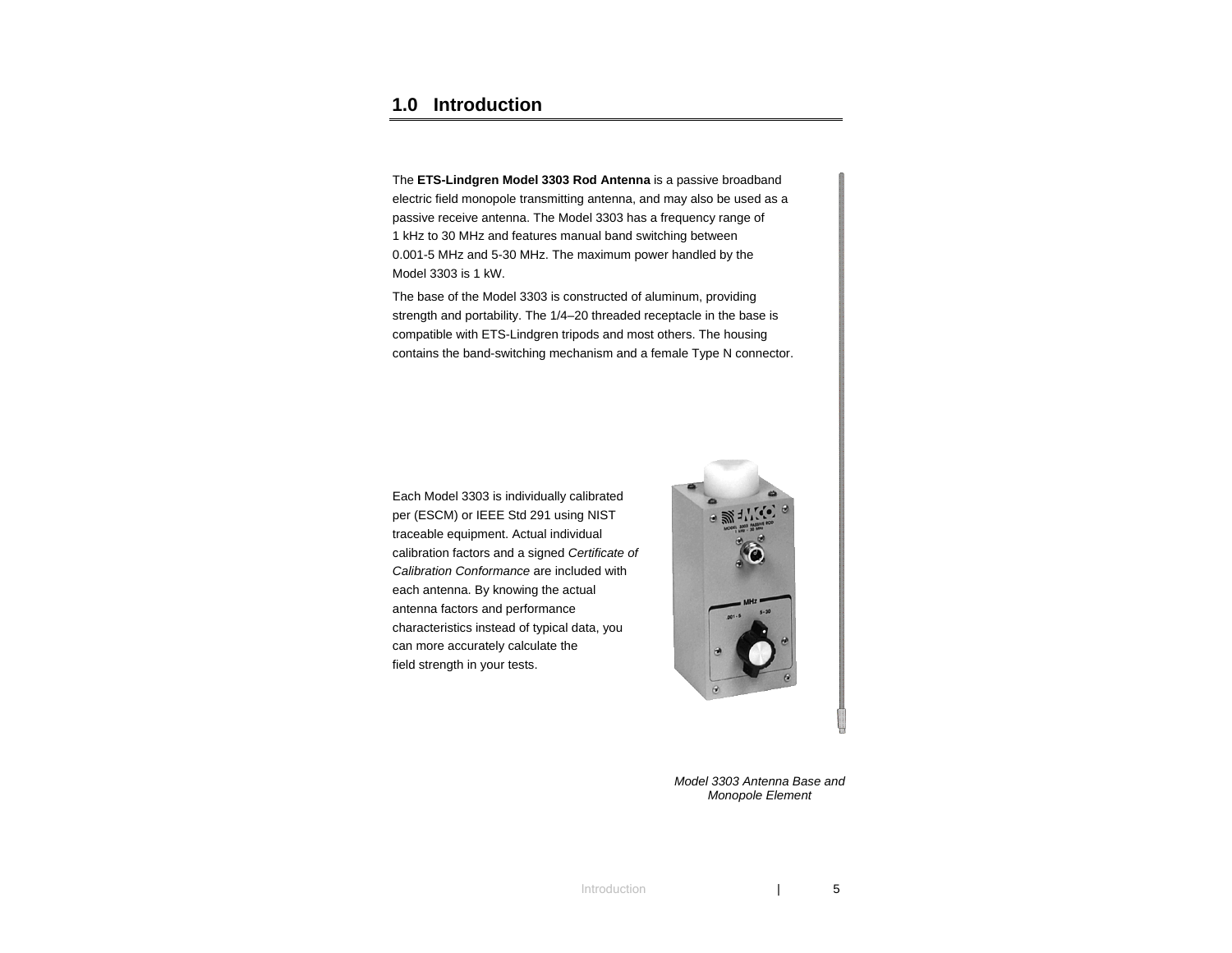## 1.0 Introduction

The **ETS-Lindgren Model 3303 Rod Antenna** is a passive broadband electric field monopole transmitting antenna, and may also be used as a passive receive antenna. The Model 3303 has a frequency range of 1 kHz to 30 MHz and features manual band switching between 0.001-5 MHz and 5-30 MHz. The maximum power handled by the Model 3303 is 1 kW.

The base of the Model 3303 is constructed of aluminum, providing strength and portability. The 1/4–20 threaded receptacle in the base is compatible with ETS-Lindgren tripods and most others. The housing contains the band-switching mechanism and a female Type N connector.

Each Model 3303 is individually calibrated per (ESCM) or IEEE Std 291 using NIST traceable equipment. Actual individual calibration factors and a signed *Certificate of Calibration Conformance* are included with each antenna. By knowing the actual antenna factors and performance characteristics instead of typical data, you can more accurately calculate the field strength in your tests.

*Model 3303 Antenna Base and Monopole Element*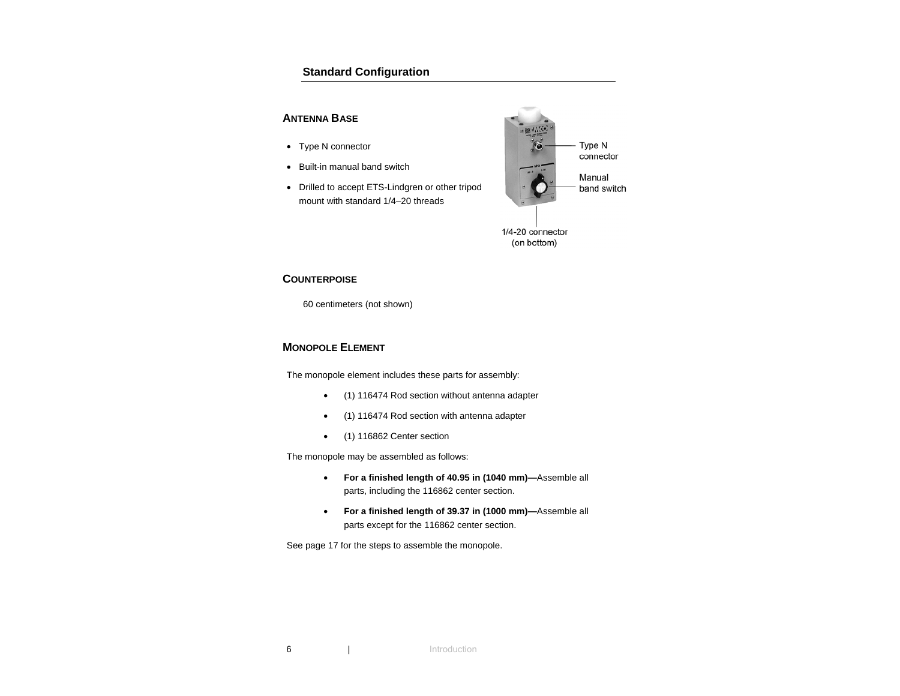## Standard Configuration

### ANTENNA BASE

- Type N connector
- Built-in manual band switch
- Drilled to accept ETS-Lindgren or other tripod mount with standard 1/4–20 threads

Type N connector

Manual band switch

1/4-20 connector (on bottom)

### COUNTERPOISE

60 centimeters (not shown)

### MONOPOLE ELEMENT

The monopole element includes these parts for assembly:

- (1) 116474 Rod section without antenna adapter
- (1) 116474 Rod section with antenna adapter
- (1) 116862 Center section

The monopole may be assembled as follows:

- **For a finished length of 40.95 in (1040 mm)—**Assemble all parts, including the 116862 center section.
- **For a finished length of 39.37 in (1000 mm)—**Assemble all parts except for the 116862 center section.

See page 17 for the steps to assemble the monopole.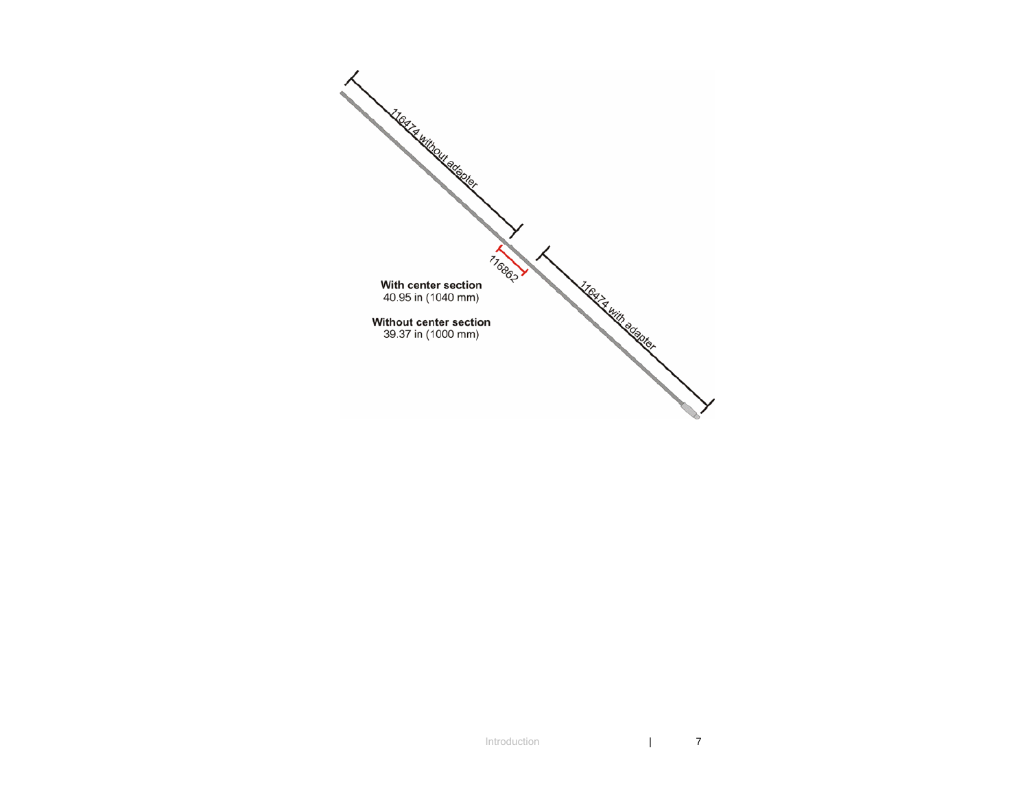116474 without adapter

116862

116474 with adapter

**With center section**
40.95 in (1040 mm)

**Without center section**
39.37 in (1000 mm)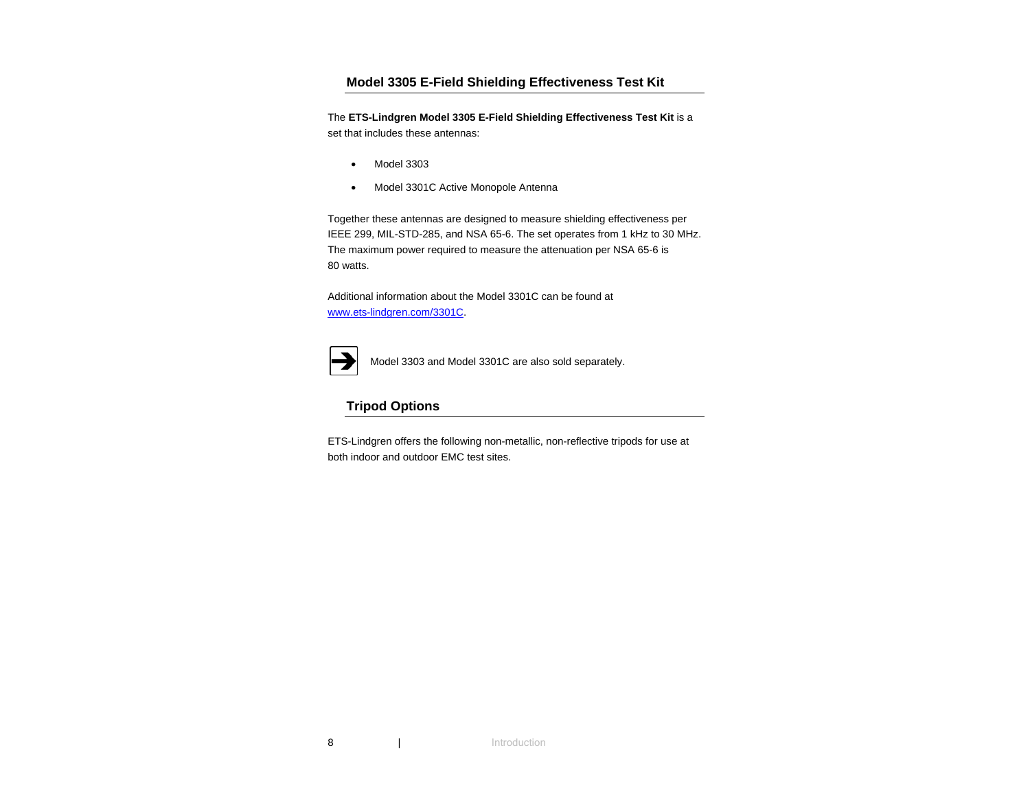## Model 3305 E-Field Shielding Effectiveness Test Kit

The **ETS-Lindgren Model 3305 E-Field Shielding Effectiveness Test Kit** is a set that includes these antennas:

- Model 3303
- Model 3301C Active Monopole Antenna

Together these antennas are designed to measure shielding effectiveness per IEEE 299, MIL-STD-285, and NSA 65-6. The set operates from 1 kHz to 30 MHz. The maximum power required to measure the attenuation per NSA 65-6 is 80 watts.

Additional information about the Model 3301C can be found at www.ets-lindgren.com/3301C.

Model 3303 and Model 3301C are also sold separately.

## Tripod Options

ETS-Lindgren offers the following non-metallic, non-reflective tripods for use at both indoor and outdoor EMC test sites.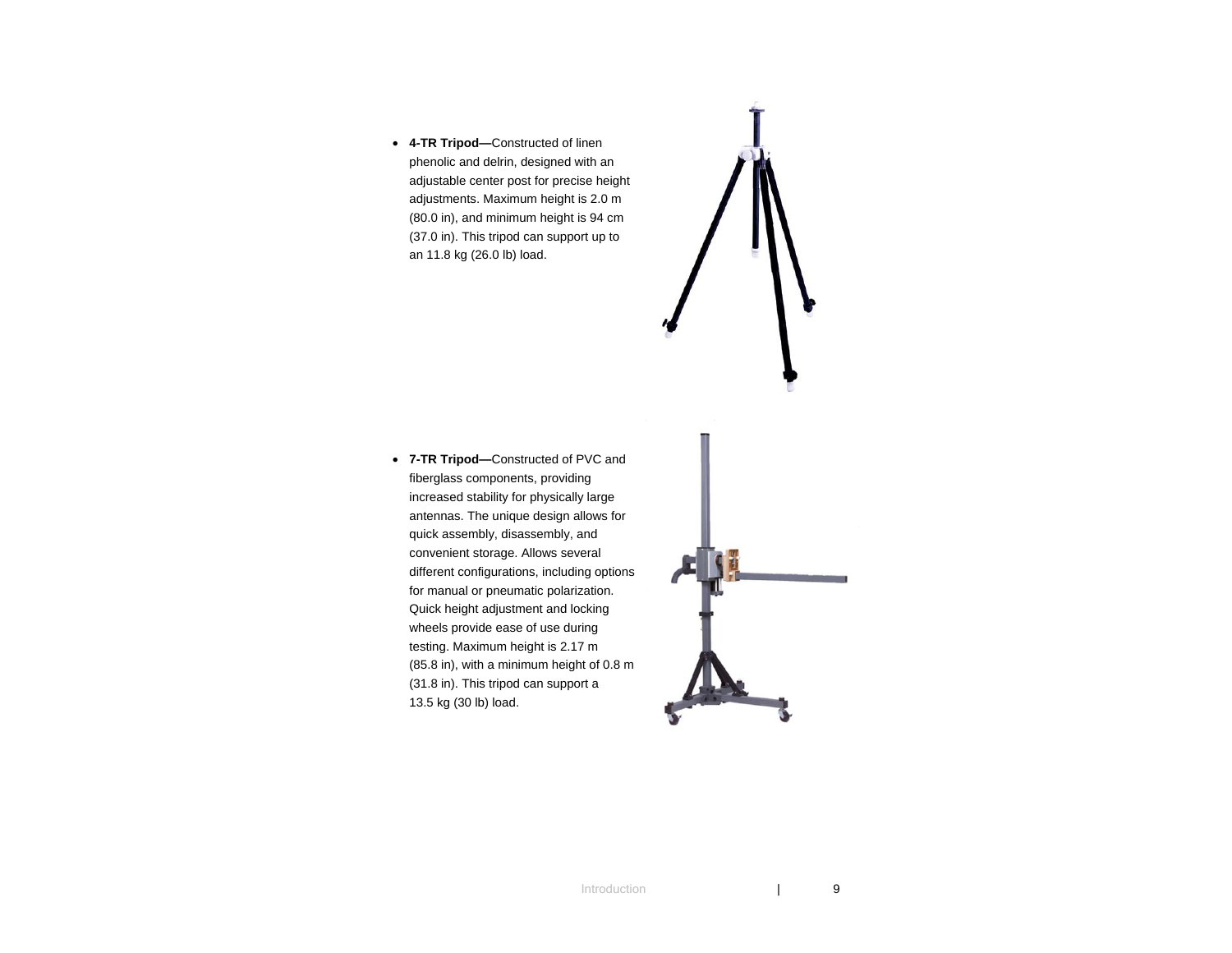- **4-TR Tripod—**Constructed of linen phenolic and delrin, designed with an adjustable center post for precise height adjustments. Maximum height is 2.0 m (80.0 in), and minimum height is 94 cm (37.0 in). This tripod can support up to an 11.8 kg (26.0 lb) load.

- **7-TR Tripod—**Constructed of PVC and fiberglass components, providing increased stability for physically large antennas. The unique design allows for quick assembly, disassembly, and convenient storage. Allows several different configurations, including options for manual or pneumatic polarization. Quick height adjustment and locking wheels provide ease of use during testing. Maximum height is 2.17 m (85.8 in), with a minimum height of 0.8 m (31.8 in). This tripod can support a 13.5 kg (30 lb) load.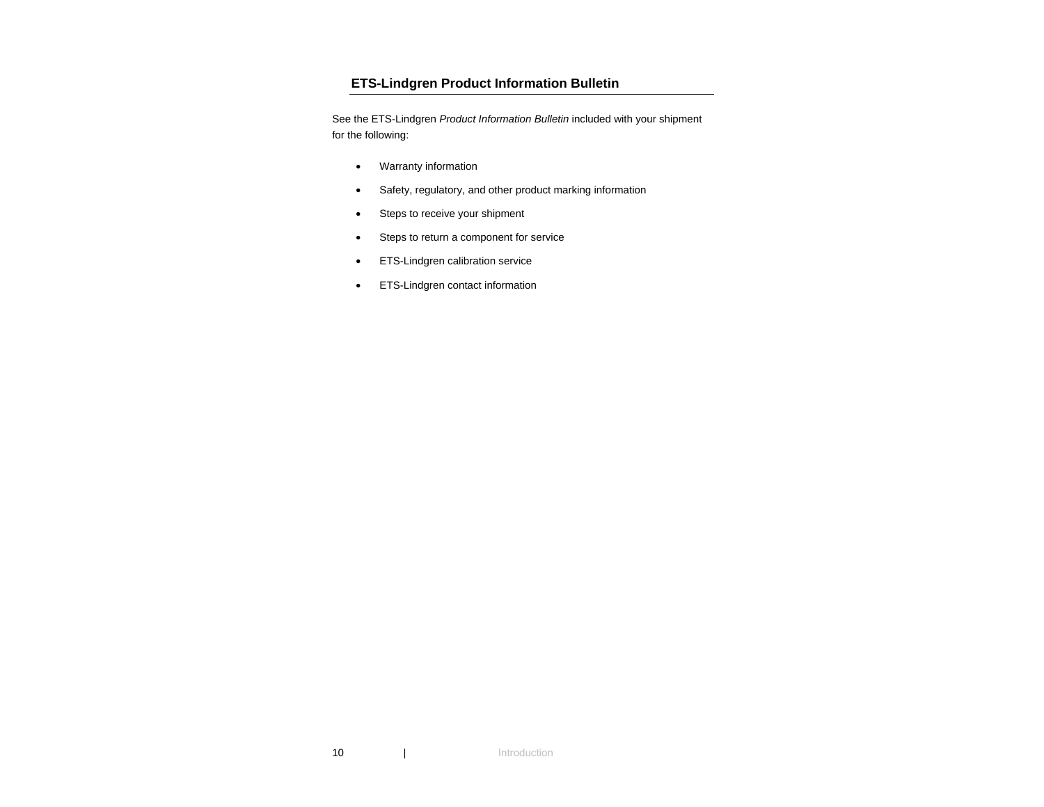## ETS-Lindgren Product Information Bulletin

See the ETS-Lindgren *Product Information Bulletin* included with your shipment for the following:

- Warranty information
- Safety, regulatory, and other product marking information
- Steps to receive your shipment
- Steps to return a component for service
- ETS-Lindgren calibration service
- ETS-Lindgren contact information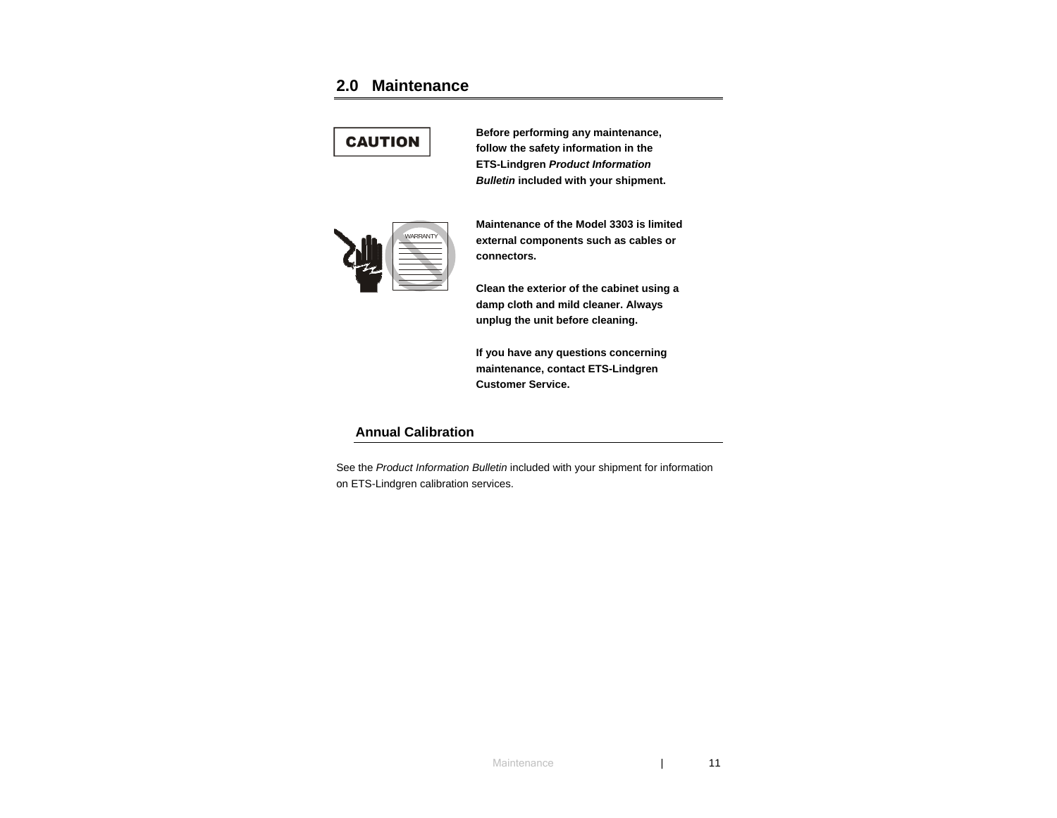## 2.0 Maintenance

CAUTION

**Before performing any maintenance, follow the safety information in the ETS-Lindgren *Product Information Bulletin* included with your shipment.**

WARRANTY

**Maintenance of the Model 3303 is limited external components such as cables or connectors.**

**Clean the exterior of the cabinet using a damp cloth and mild cleaner. Always unplug the unit before cleaning.**

**If you have any questions concerning maintenance, contact ETS-Lindgren Customer Service.**

### Annual Calibration

See the *Product Information Bulletin* included with your shipment for information on ETS-Lindgren calibration services.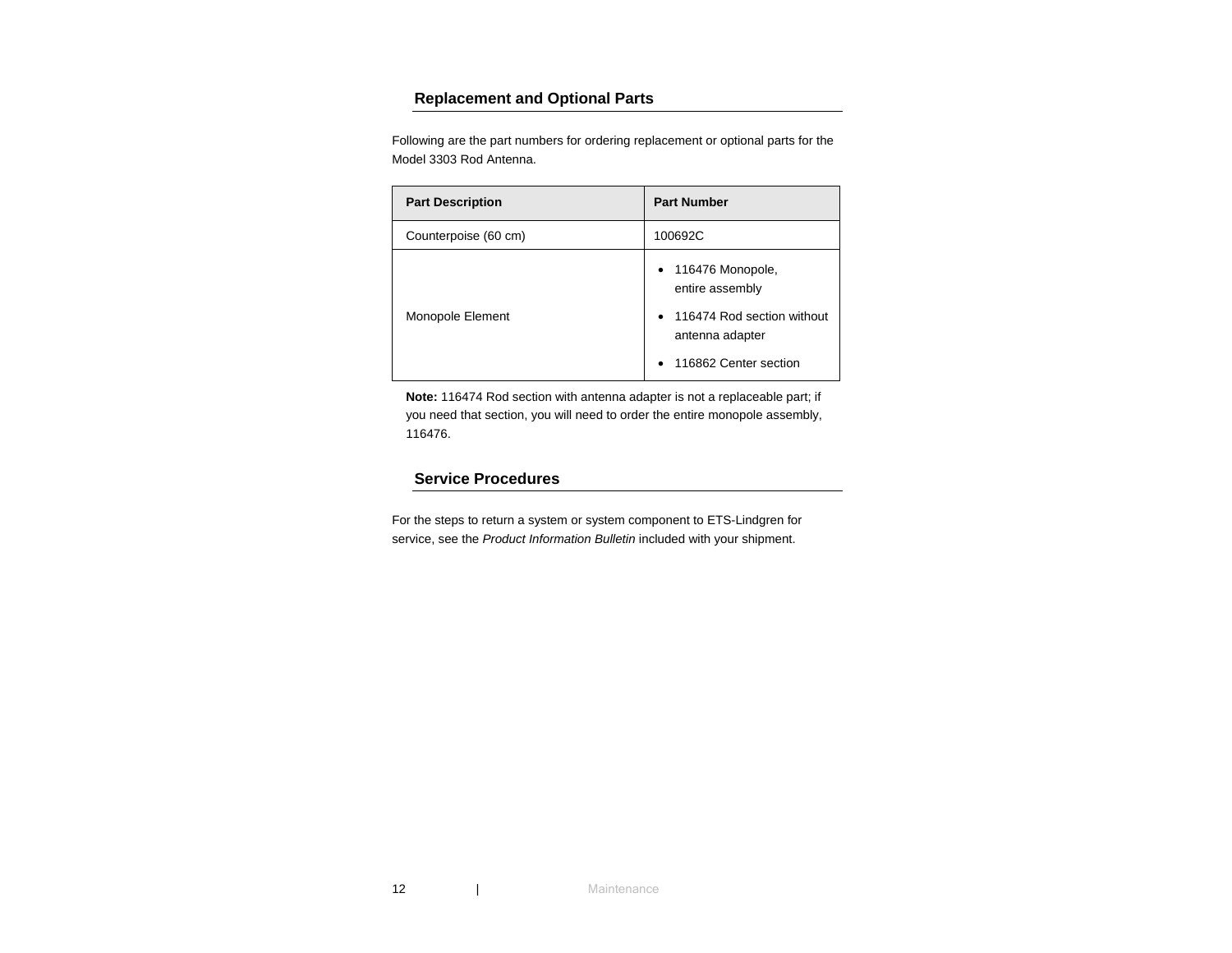## Replacement and Optional Parts

Following are the part numbers for ordering replacement or optional parts for the Model 3303 Rod Antenna.

| Part Description | Part Number |
|---|---|
| Counterpoise (60 cm) | 100692C |
| Monopole Element | • 116476 Monopole, entire assembly<br>• 116474 Rod section without antenna adapter<br>• 116862 Center section |

**Note:** 116474 Rod section with antenna adapter is not a replaceable part; if you need that section, you will need to order the entire monopole assembly, 116476.

## Service Procedures

For the steps to return a system or system component to ETS-Lindgren for service, see the *Product Information Bulletin* included with your shipment.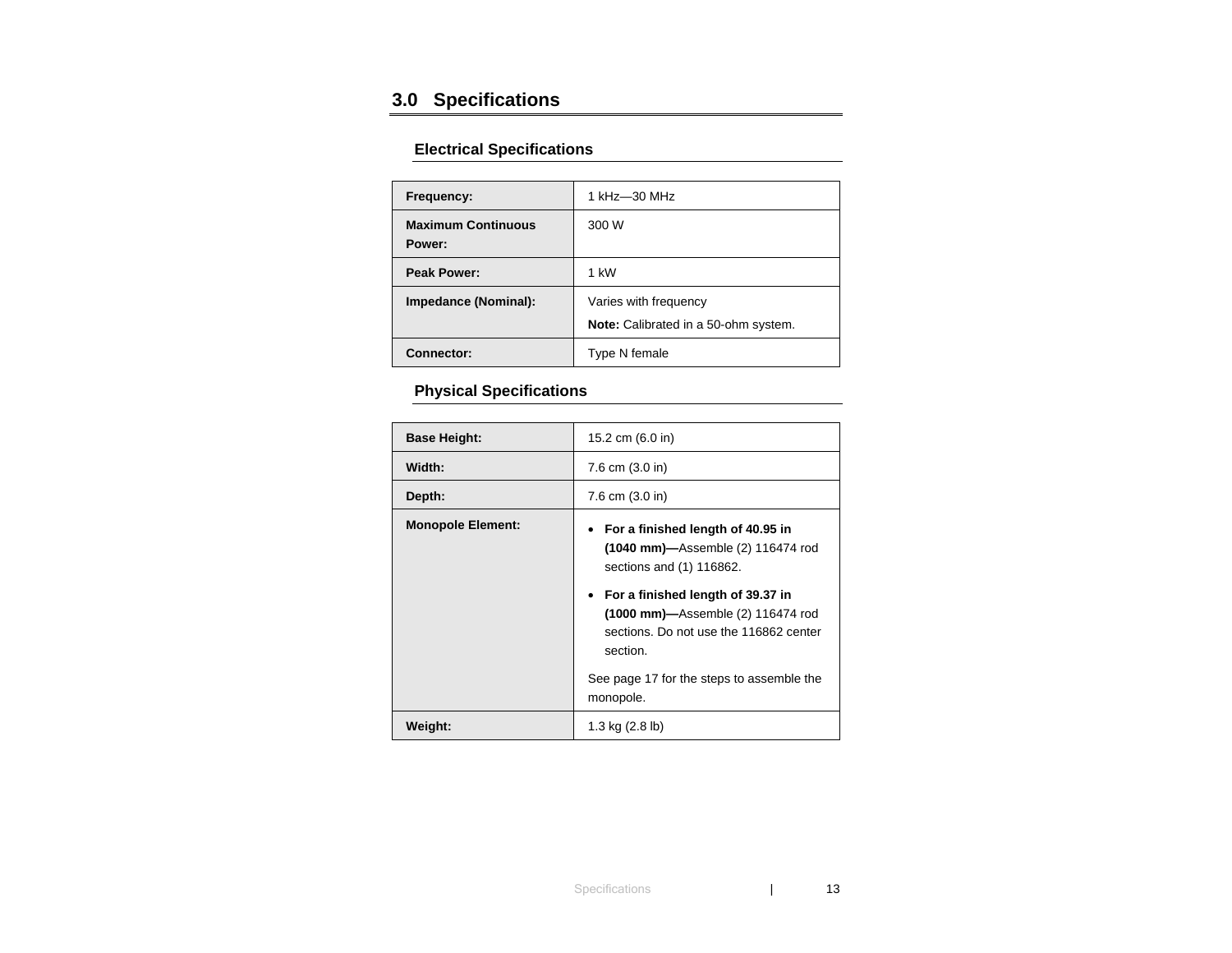# 3.0 Specifications

## Electrical Specifications

| | |
|---|---|
| **Frequency:** | 1 kHz—30 MHz |
| **Maximum Continuous Power:** | 300 W |
| **Peak Power:** | 1 kW |
| **Impedance (Nominal):** | Varies with frequency<br>**Note:** Calibrated in a 50-ohm system. |
| **Connector:** | Type N female |

## Physical Specifications

| | |
|---|---|
| **Base Height:** | 15.2 cm (6.0 in) |
| **Width:** | 7.6 cm (3.0 in) |
| **Depth:** | 7.6 cm (3.0 in) |
| **Monopole Element:** | • **For a finished length of 40.95 in (1040 mm)—**Assemble (2) 116474 rod sections and (1) 116862.<br>• **For a finished length of 39.37 in (1000 mm)—**Assemble (2) 116474 rod sections. Do not use the 116862 center section.<br>See page 17 for the steps to assemble the monopole. |
| **Weight:** | 1.3 kg (2.8 lb) |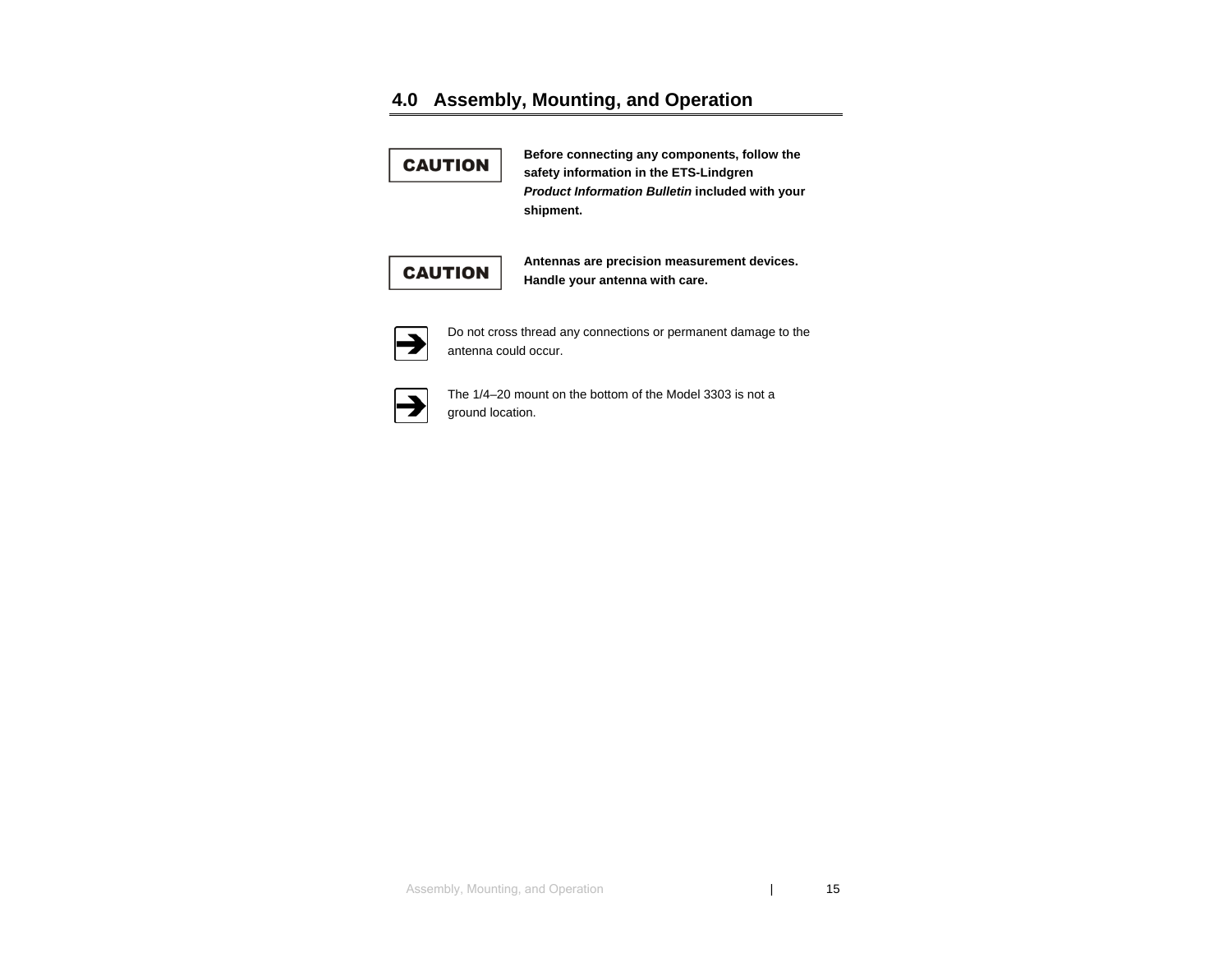# 4.0 Assembly, Mounting, and Operation

**CAUTION**

**Before connecting any components, follow the safety information in the ETS-Lindgren *Product Information Bulletin* included with your shipment.**

**CAUTION**

**Antennas are precision measurement devices. Handle your antenna with care.**

➔ Do not cross thread any connections or permanent damage to the antenna could occur.

➔ The 1/4–20 mount on the bottom of the Model 3303 is not a ground location.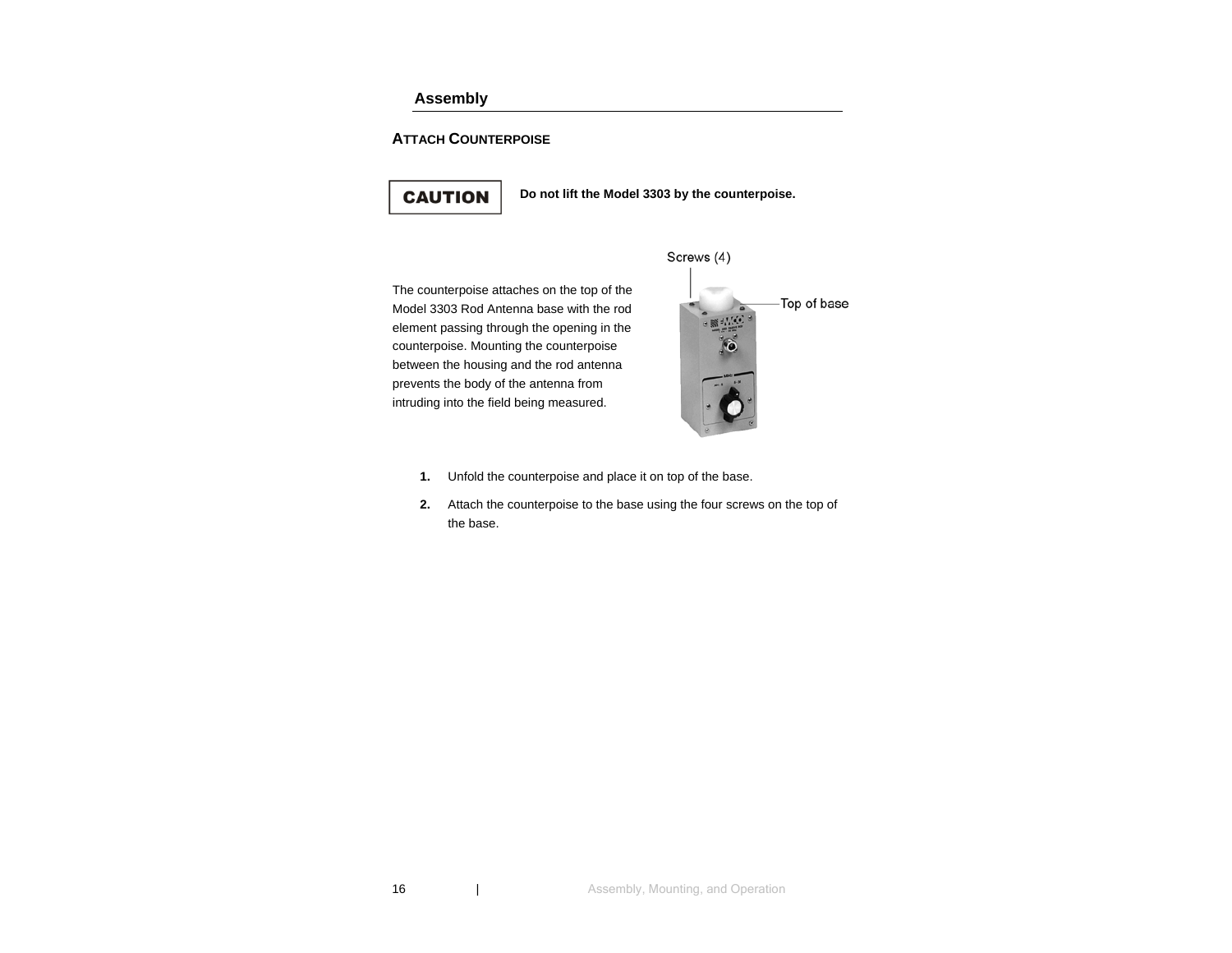## Assembly

### ATTACH COUNTERPOISE

**CAUTION** **Do not lift the Model 3303 by the counterpoise.**

The counterpoise attaches on the top of the Model 3303 Rod Antenna base with the rod element passing through the opening in the counterpoise. Mounting the counterpoise between the housing and the rod antenna prevents the body of the antenna from intruding into the field being measured.

Screws (4)

Top of base

1. Unfold the counterpoise and place it on top of the base.
2. Attach the counterpoise to the base using the four screws on the top of the base.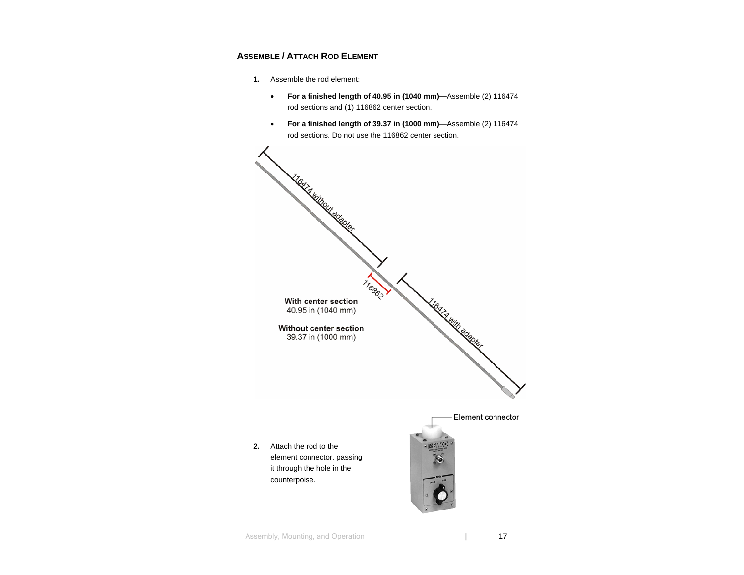## ASSEMBLE / ATTACH ROD ELEMENT

1. Assemble the rod element:

   - **For a finished length of 40.95 in (1040 mm)—**Assemble (2) 116474 rod sections and (1) 116862 center section.
   - **For a finished length of 39.37 in (1000 mm)—**Assemble (2) 116474 rod sections. Do not use the 116862 center section.

116474 without adapter

116862

116474 with adapter

**With center section**
40.95 in (1040 mm)

**Without center section**
39.37 in (1000 mm)

2. Attach the rod to the element connector, passing it through the hole in the counterpoise.

Element connector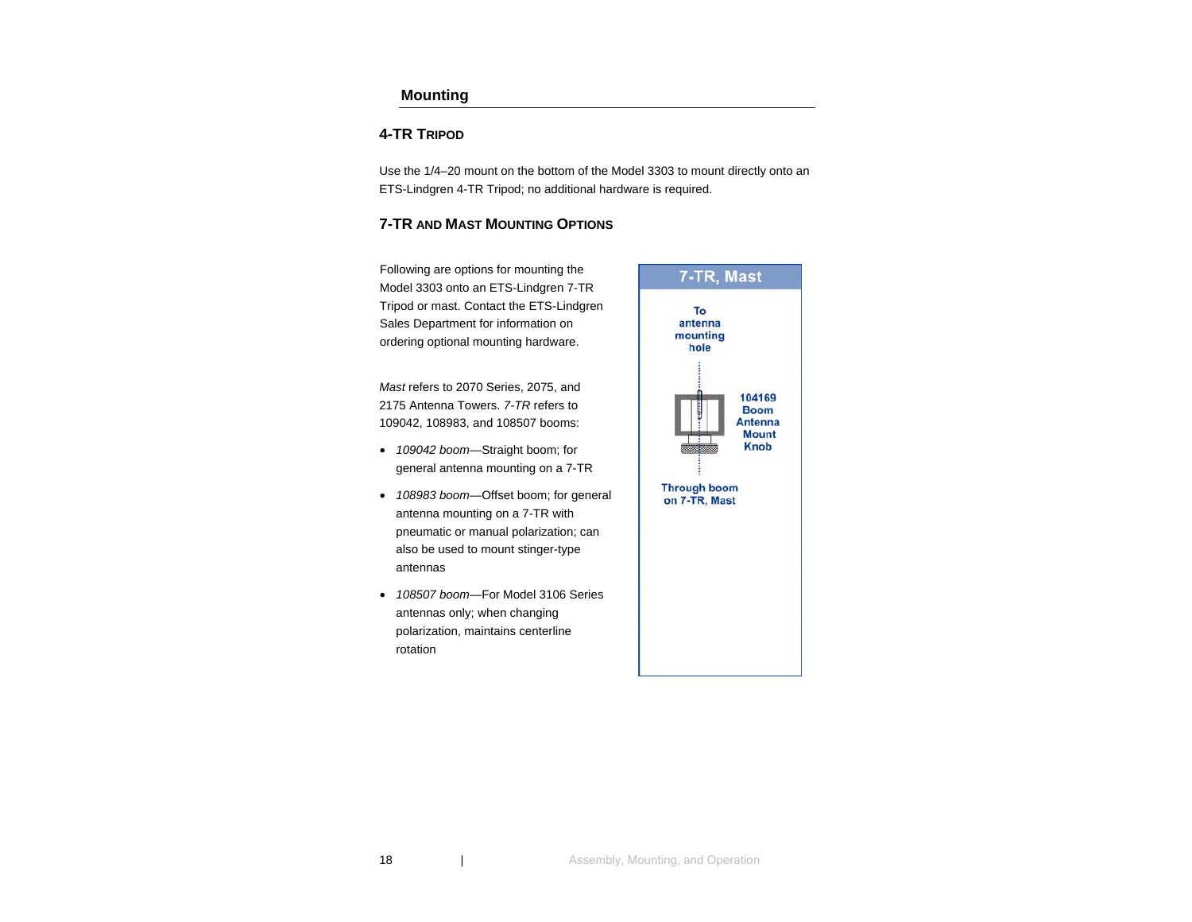## Mounting

### 4-TR Tripod

Use the 1/4–20 mount on the bottom of the Model 3303 to mount directly onto an ETS-Lindgren 4-TR Tripod; no additional hardware is required.

### 7-TR and Mast Mounting Options

Following are options for mounting the Model 3303 onto an ETS-Lindgren 7-TR Tripod or mast. Contact the ETS-Lindgren Sales Department for information on ordering optional mounting hardware.

*Mast* refers to 2070 Series, 2075, and 2175 Antenna Towers. *7-TR* refers to 109042, 108983, and 108507 booms:

- *109042 boom*—Straight boom; for general antenna mounting on a 7-TR
- *108983 boom*—Offset boom; for general antenna mounting on a 7-TR with pneumatic or manual polarization; can also be used to mount stinger-type antennas
- *108507 boom*—For Model 3106 Series antennas only; when changing polarization, maintains centerline rotation

7-TR, Mast

To antenna mounting hole

104169 Boom Antenna Mount Knob

Through boom on 7-TR, Mast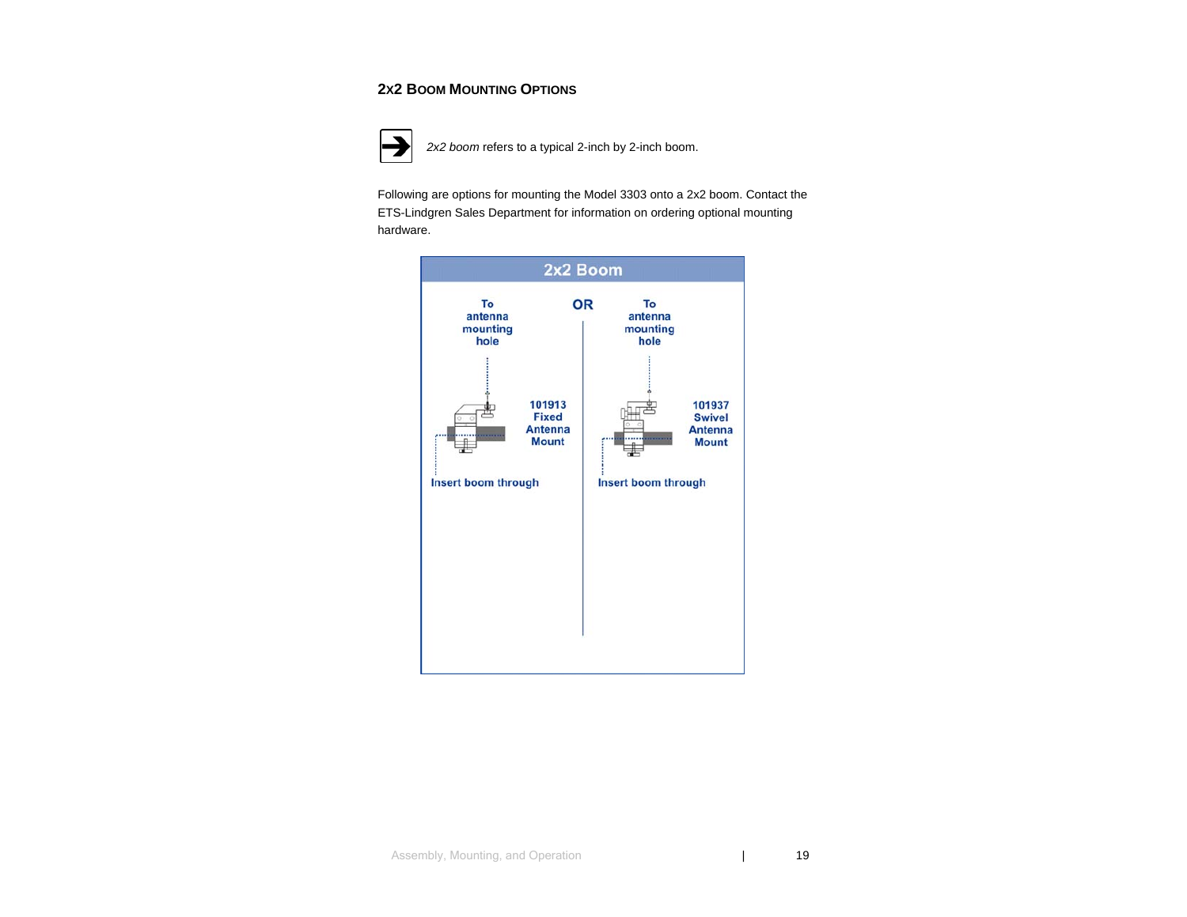## 2X2 BOOM MOUNTING OPTIONS

*2x2 boom* refers to a typical 2-inch by 2-inch boom.

Following are options for mounting the Model 3303 onto a 2x2 boom. Contact the ETS-Lindgren Sales Department for information on ordering optional mounting hardware.

2x2 Boom

To antenna mounting hole

101913 Fixed Antenna Mount

Insert boom through

OR

To antenna mounting hole

101937 Swivel Antenna Mount

Insert boom through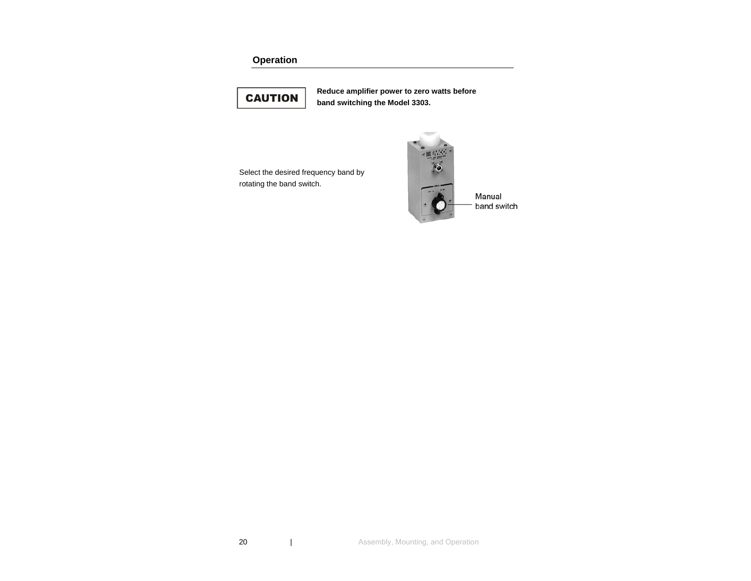## Operation

**CAUTION**

**Reduce amplifier power to zero watts before band switching the Model 3303.**

Select the desired frequency band by rotating the band switch.

Manual band switch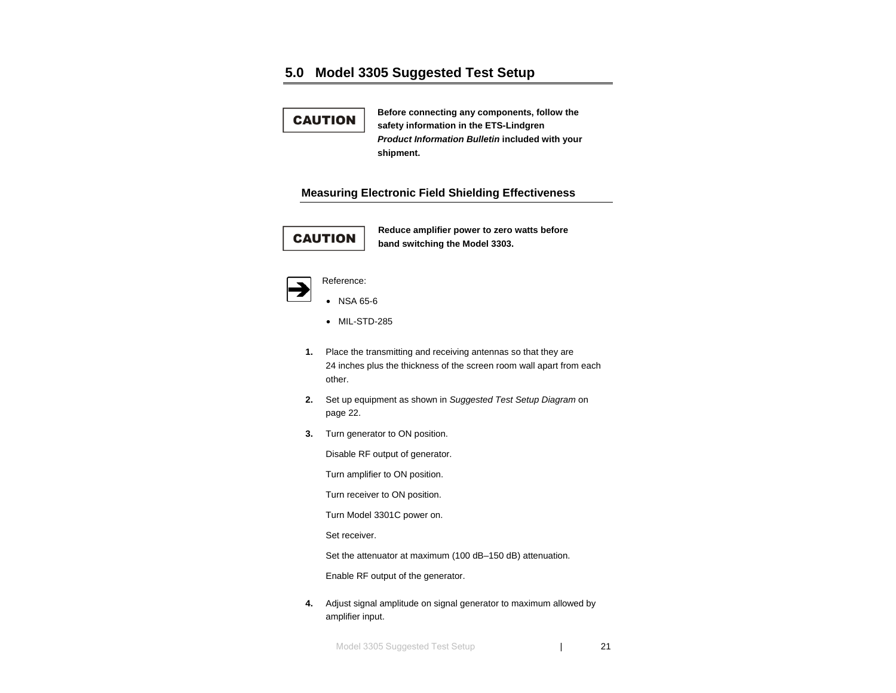## 5.0 Model 3305 Suggested Test Setup

**CAUTION**

**Before connecting any components, follow the safety information in the ETS-Lindgren *Product Information Bulletin* included with your shipment.**

### Measuring Electronic Field Shielding Effectiveness

**CAUTION**

**Reduce amplifier power to zero watts before band switching the Model 3303.**

Reference:

- NSA 65-6
- MIL-STD-285

1. Place the transmitting and receiving antennas so that they are 24 inches plus the thickness of the screen room wall apart from each other.
2. Set up equipment as shown in *Suggested Test Setup Diagram* on page 22.
3. Turn generator to ON position.

   Disable RF output of generator.

   Turn amplifier to ON position.

   Turn receiver to ON position.

   Turn Model 3301C power on.

   Set receiver.

   Set the attenuator at maximum (100 dB–150 dB) attenuation.

   Enable RF output of the generator.
4. Adjust signal amplitude on signal generator to maximum allowed by amplifier input.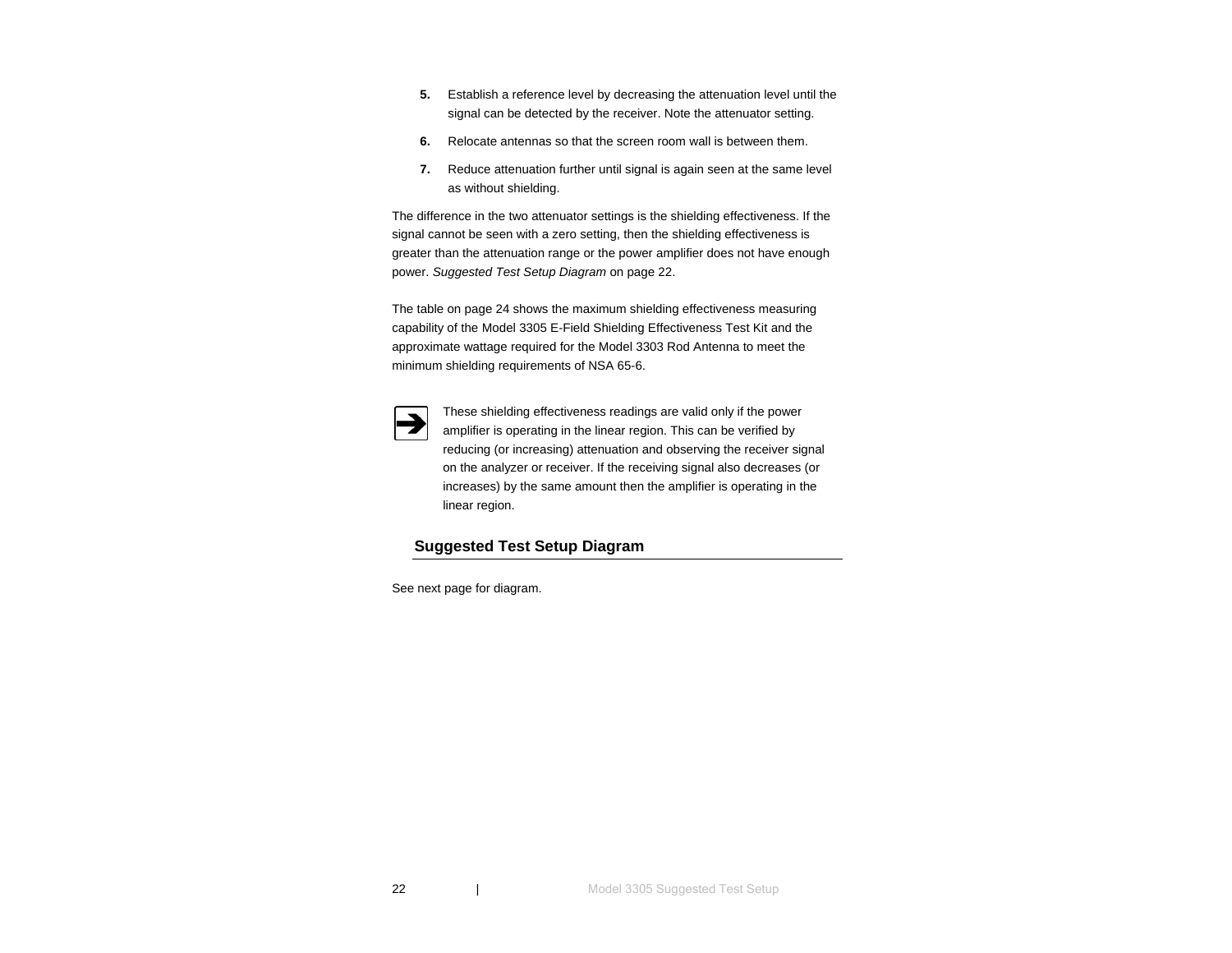5. Establish a reference level by decreasing the attenuation level until the signal can be detected by the receiver. Note the attenuator setting.
6. Relocate antennas so that the screen room wall is between them.
7. Reduce attenuation further until signal is again seen at the same level as without shielding.

The difference in the two attenuator settings is the shielding effectiveness. If the signal cannot be seen with a zero setting, then the shielding effectiveness is greater than the attenuation range or the power amplifier does not have enough power. *Suggested Test Setup Diagram* on page 22.

The table on page 24 shows the maximum shielding effectiveness measuring capability of the Model 3305 E-Field Shielding Effectiveness Test Kit and the approximate wattage required for the Model 3303 Rod Antenna to meet the minimum shielding requirements of NSA 65-6.

These shielding effectiveness readings are valid only if the power amplifier is operating in the linear region. This can be verified by reducing (or increasing) attenuation and observing the receiver signal on the analyzer or receiver. If the receiving signal also decreases (or increases) by the same amount then the amplifier is operating in the linear region.

## Suggested Test Setup Diagram

See next page for diagram.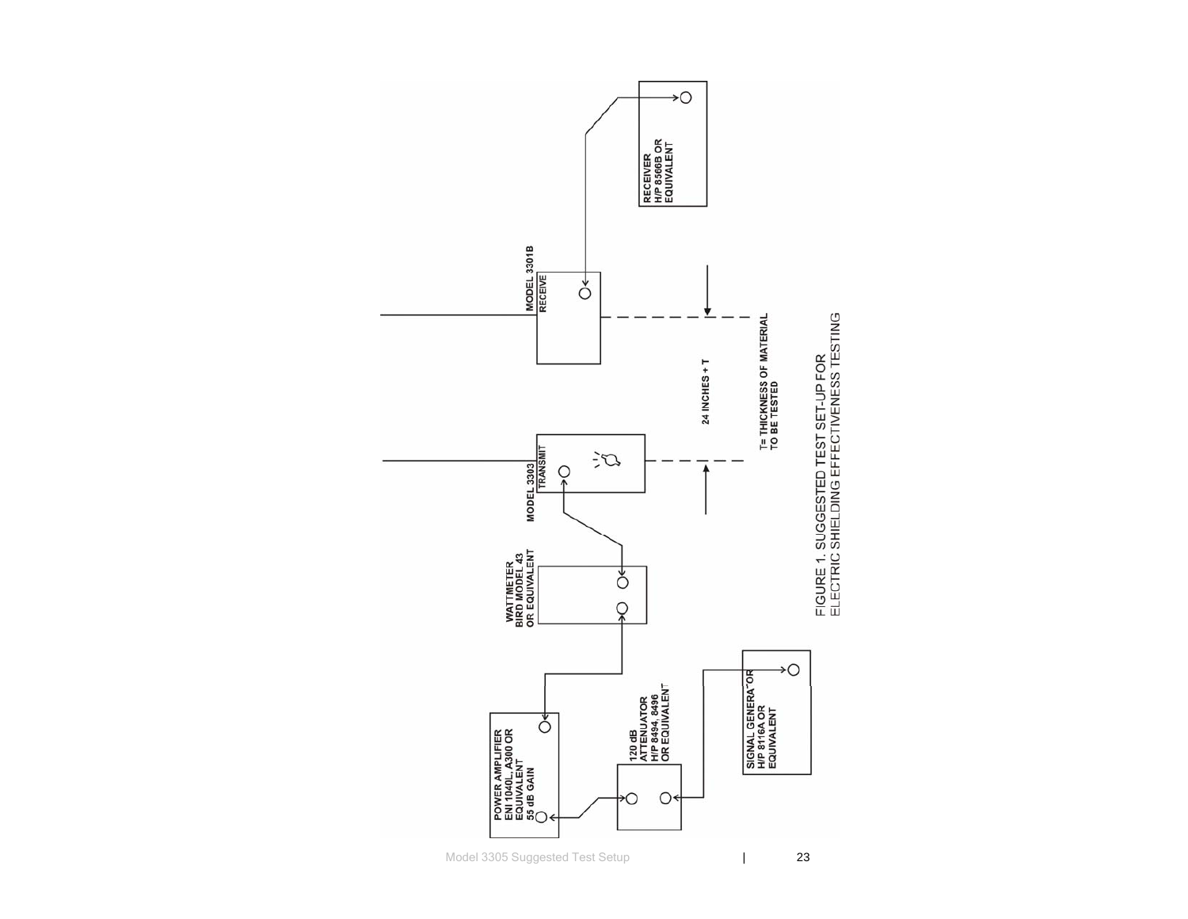MODEL 3301B
RECEIVE

RECEIVER
H/P 8566B OR
EQUIVALENT

MODEL 3303
TRANSMIT

24 INCHES + T

T= THICKNESS OF MATERIAL
TO BE TESTED

WATTMETER
BIRD MODEL 43
OR EQUIVALENT

POWER AMPLIFIER
ENI 1040L, A300 OR
EQUIVALENT
55 dB GAIN

120 dB
ATTENUATOR
H/P 8494, 8496
OR EQUIVALENT

SIGNAL GENERATOR OR
H/P 8116A OR
EQUIVALENT

FIGURE 1. SUGGESTED TEST SET-UP FOR
ELECTRIC SHIELDING EFFECTIVENESS TESTING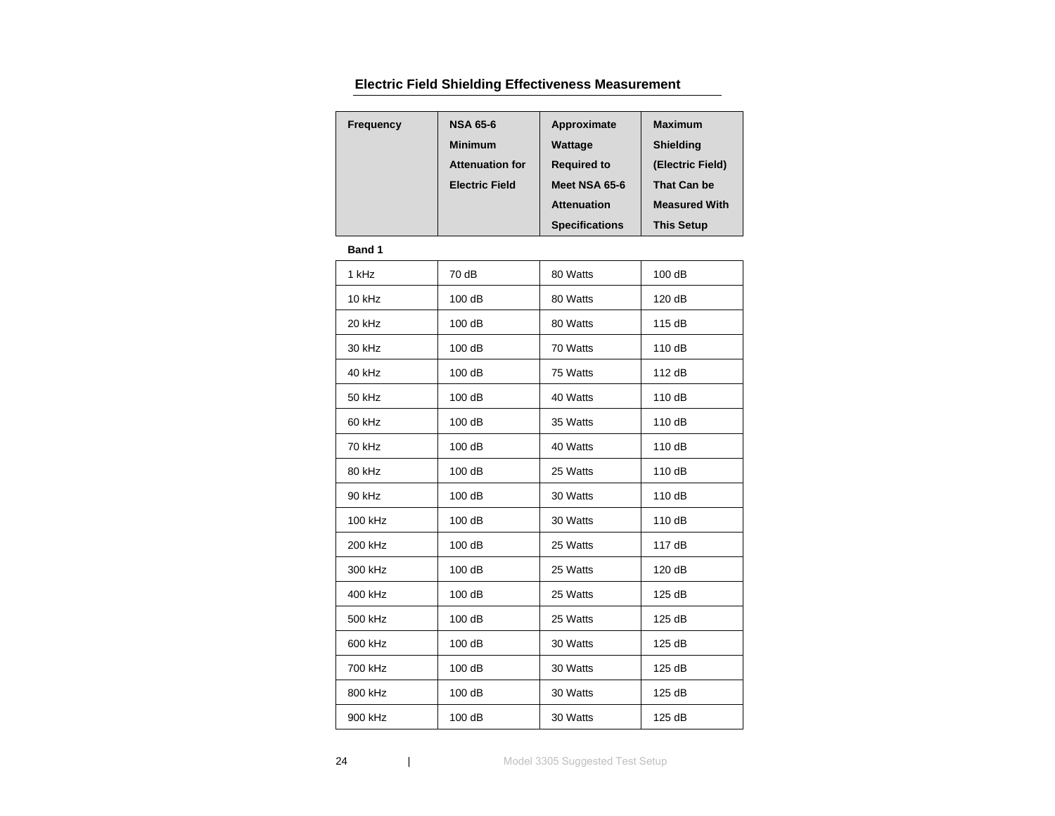## Electric Field Shielding Effectiveness Measurement

| Frequency | NSA 65-6 Minimum Attenuation for Electric Field | Approximate Wattage Required to Meet NSA 65-6 Attenuation Specifications | Maximum Shielding (Electric Field) That Can be Measured With This Setup |
|---|---|---|---|
| **Band 1** | | | |
| 1 kHz | 70 dB | 80 Watts | 100 dB |
| 10 kHz | 100 dB | 80 Watts | 120 dB |
| 20 kHz | 100 dB | 80 Watts | 115 dB |
| 30 kHz | 100 dB | 70 Watts | 110 dB |
| 40 kHz | 100 dB | 75 Watts | 112 dB |
| 50 kHz | 100 dB | 40 Watts | 110 dB |
| 60 kHz | 100 dB | 35 Watts | 110 dB |
| 70 kHz | 100 dB | 40 Watts | 110 dB |
| 80 kHz | 100 dB | 25 Watts | 110 dB |
| 90 kHz | 100 dB | 30 Watts | 110 dB |
| 100 kHz | 100 dB | 30 Watts | 110 dB |
| 200 kHz | 100 dB | 25 Watts | 117 dB |
| 300 kHz | 100 dB | 25 Watts | 120 dB |
| 400 kHz | 100 dB | 25 Watts | 125 dB |
| 500 kHz | 100 dB | 25 Watts | 125 dB |
| 600 kHz | 100 dB | 30 Watts | 125 dB |
| 700 kHz | 100 dB | 30 Watts | 125 dB |
| 800 kHz | 100 dB | 30 Watts | 125 dB |
| 900 kHz | 100 dB | 30 Watts | 125 dB |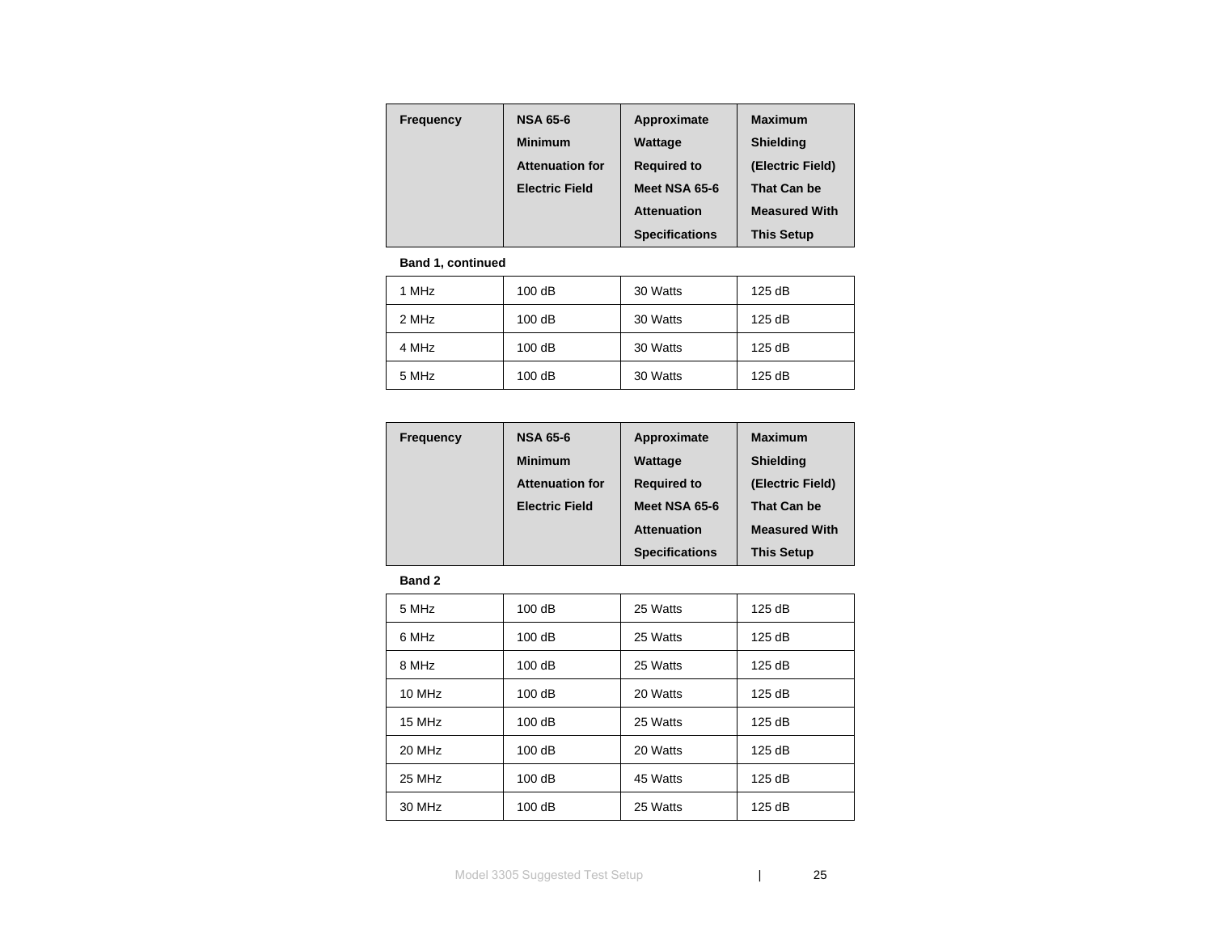| Frequency | NSA 65-6 Minimum Attenuation for Electric Field | Approximate Wattage Required to Meet NSA 65-6 Attenuation Specifications | Maximum Shielding (Electric Field) That Can be Measured With This Setup |
|---|---|---|---|
| **Band 1, continued** | | | |
| 1 MHz | 100 dB | 30 Watts | 125 dB |
| 2 MHz | 100 dB | 30 Watts | 125 dB |
| 4 MHz | 100 dB | 30 Watts | 125 dB |
| 5 MHz | 100 dB | 30 Watts | 125 dB |

| Frequency | NSA 65-6 Minimum Attenuation for Electric Field | Approximate Wattage Required to Meet NSA 65-6 Attenuation Specifications | Maximum Shielding (Electric Field) That Can be Measured With This Setup |
|---|---|---|---|
| **Band 2** | | | |
| 5 MHz | 100 dB | 25 Watts | 125 dB |
| 6 MHz | 100 dB | 25 Watts | 125 dB |
| 8 MHz | 100 dB | 25 Watts | 125 dB |
| 10 MHz | 100 dB | 20 Watts | 125 dB |
| 15 MHz | 100 dB | 25 Watts | 125 dB |
| 20 MHz | 100 dB | 20 Watts | 125 dB |
| 25 MHz | 100 dB | 45 Watts | 125 dB |
| 30 MHz | 100 dB | 25 Watts | 125 dB |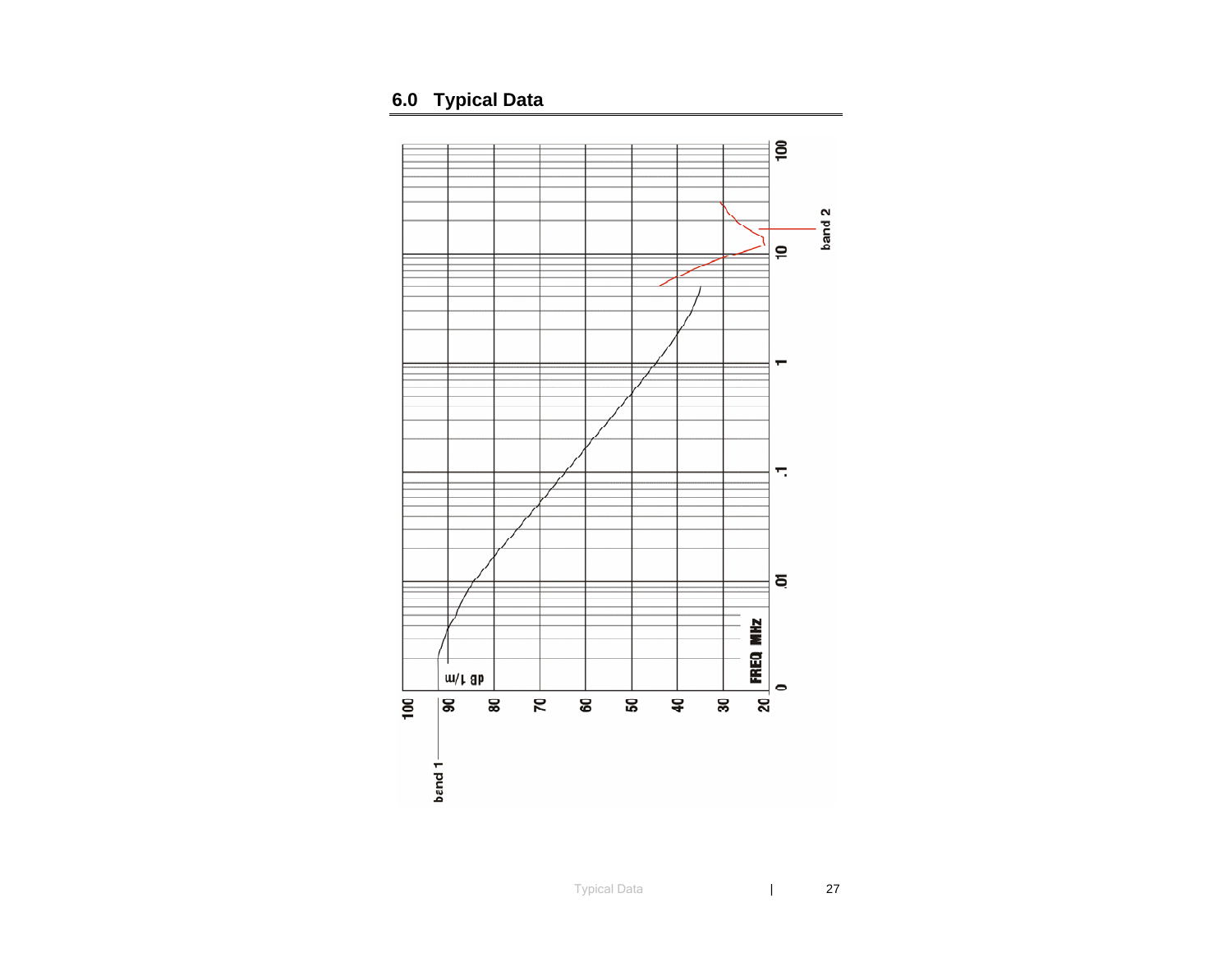## 6.0 Typical Data

dB 1/m

FREQ MHz

100

90

80

70

60

50

40

30

20

0

.01

.1

1

10

100

band 1

band 2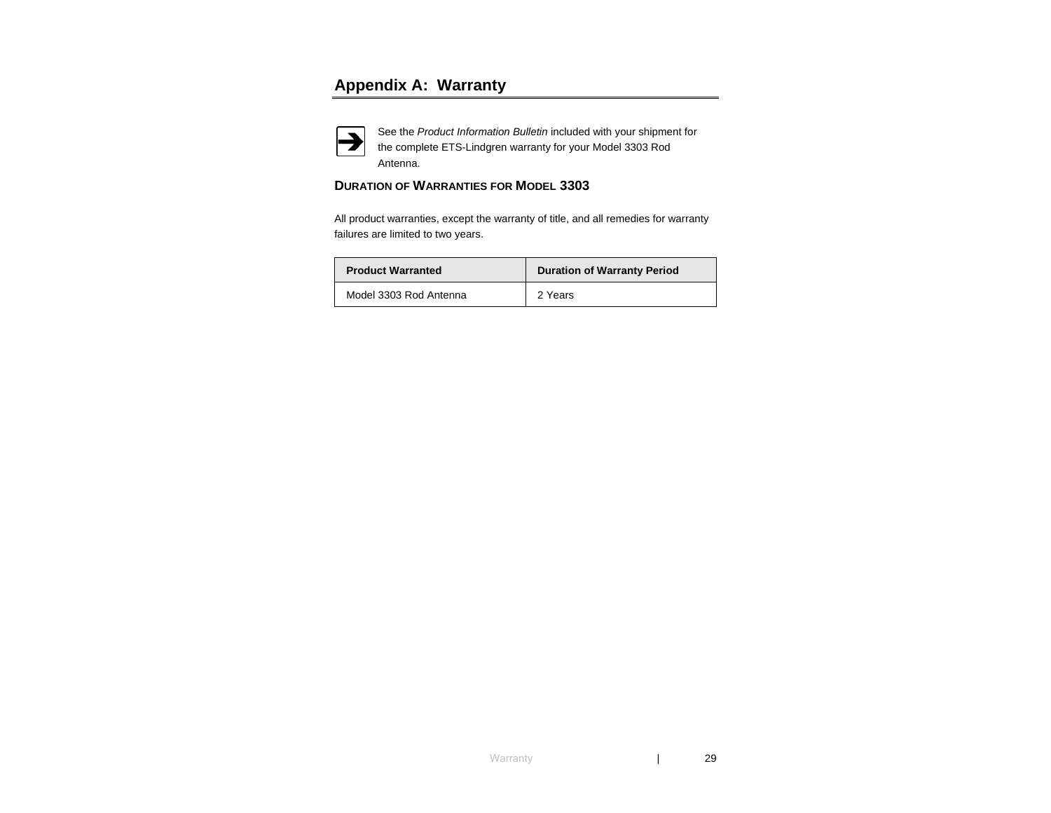# Appendix A: Warranty

See the *Product Information Bulletin* included with your shipment for the complete ETS-Lindgren warranty for your Model 3303 Rod Antenna.

### DURATION OF WARRANTIES FOR MODEL 3303

All product warranties, except the warranty of title, and all remedies for warranty failures are limited to two years.

| Product Warranted | Duration of Warranty Period |
|---|---|
| Model 3303 Rod Antenna | 2 Years |